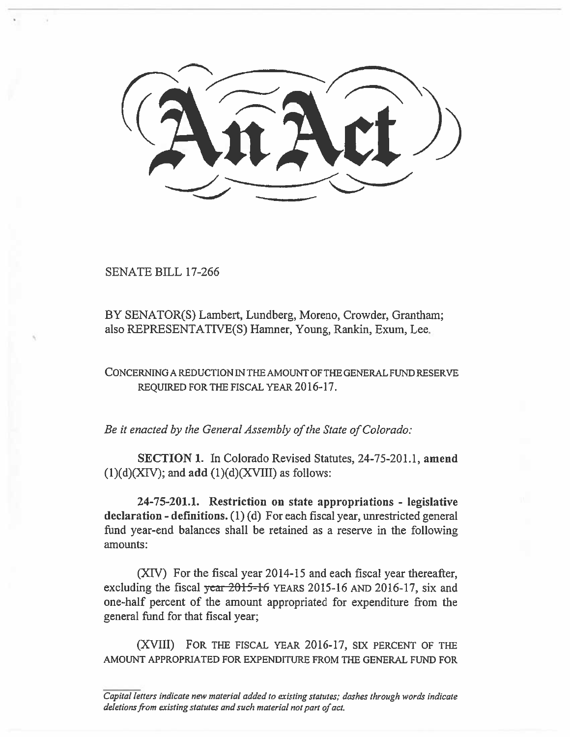# An Act

SENATE BILL 17-266

BY SENATOR(S) Lambert, Lundberg, Moreno, Crowder, Grantham; also REPRESENTATIVE(S) Hamner, Young, Rankin, Exum, Lee.

CONCERNING A REDUCTION IN THE AMOUNT OF THE GENERAL FUND RESERVE REQUIRED FOR THE FISCAL YEAR 2016-17.

*Be it enacted by the General Assembly of the State of Colorado:*

**SECTION 1.** In Colorado Revised Statutes, 24-75-201.1, **amend** (1)(d)(XIV); and **add** (1)(d)(XVIII) as follows:

**24-75-201.1. Restriction on state appropriations - legislative declaration - definitions.** (1) (d) For each fiscal year, unrestricted general fund year-end balances shall be retained as a reserve in the following amounts:

(XIV) For the fiscal year 2014-15 and each fiscal year thereafter, excluding the fiscal ~~year 2015-16~~ YEARS 2015-16 AND 2016-17, six and one-half percent of the amount appropriated for expenditure from the general fund for that fiscal year;

(XVIII) FOR THE FISCAL YEAR 2016-17, SIX PERCENT OF THE AMOUNT APPROPRIATED FOR EXPENDITURE FROM THE GENERAL FUND FOR

*Capital letters indicate new material added to existing statutes; dashes through words indicate deletions from existing statutes and such material not part of act.*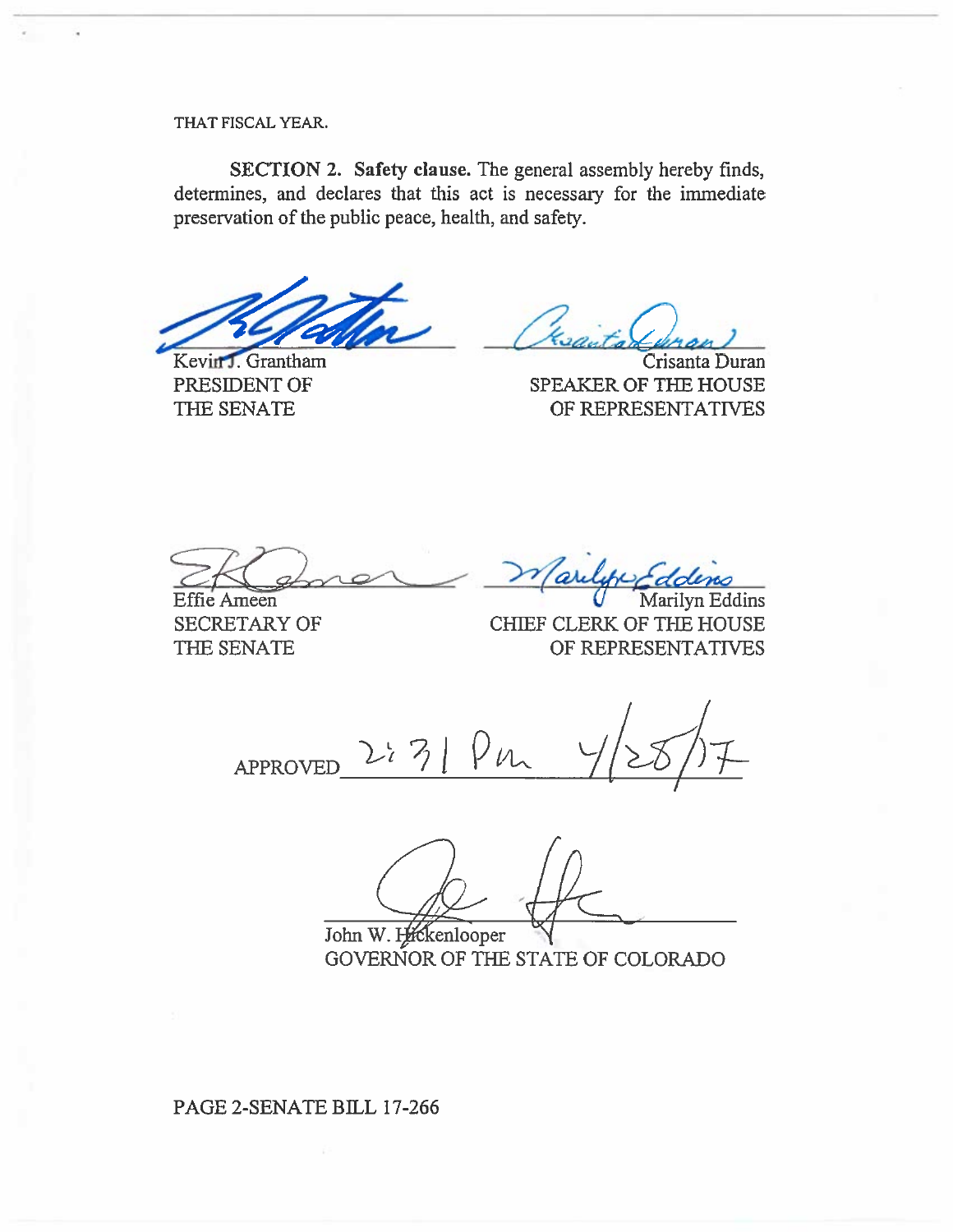THAT FISCAL YEAR.

**SECTION 2. Safety clause.** The general assembly hereby finds, determines, and declares that this act is necessary for the immediate preservation of the public peace, health, and safety.

Kevin J. Grantham
PRESIDENT OF
THE SENATE

Crisanta Duran
SPEAKER OF THE HOUSE
OF REPRESENTATIVES

Effie Ameen
SECRETARY OF
THE SENATE

Marilyn Eddins
CHIEF CLERK OF THE HOUSE
OF REPRESENTATIVES

APPROVED 2:31 PM 4/28/17

John W. Hickenlooper
GOVERNOR OF THE STATE OF COLORADO

PAGE 2-SENATE BILL 17-266